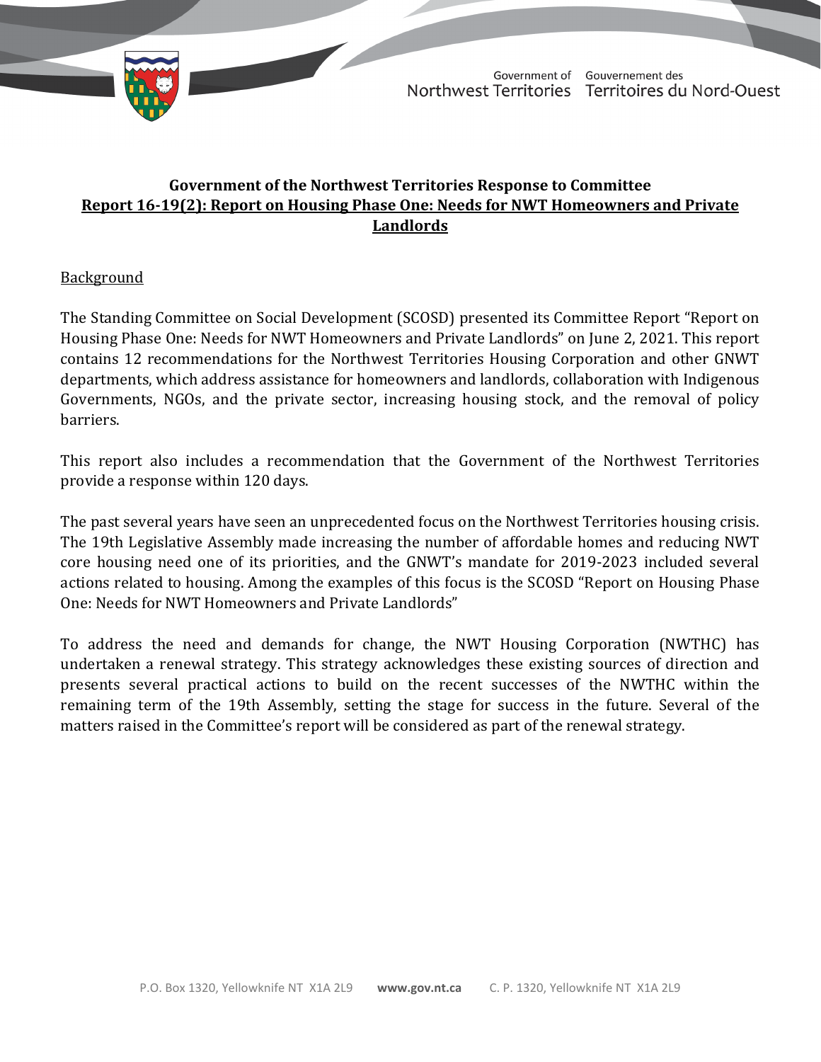## Government of the Northwest Territories Response to Committee Report 16-19(2): Report on Housing Phase One: Needs for NWT Homeowners and Private Landlords

### Background

The Standing Committee on Social Development (SCOSD) presented its Committee Report "Report on Housing Phase One: Needs for NWT Homeowners and Private Landlords" on June 2, 2021. This report contains 12 recommendations for the Northwest Territories Housing Corporation and other GNWT departments, which address assistance for homeowners and landlords, collaboration with Indigenous Governments, NGOs, and the private sector, increasing housing stock, and the removal of policy barriers.

This report also includes a recommendation that the Government of the Northwest Territories provide a response within 120 days.

The past several years have seen an unprecedented focus on the Northwest Territories housing crisis. The 19th Legislative Assembly made increasing the number of affordable homes and reducing NWT core housing need one of its priorities, and the GNWT's mandate for 2019-2023 included several actions related to housing. Among the examples of this focus is the SCOSD "Report on Housing Phase One: Needs for NWT Homeowners and Private Landlords"

To address the need and demands for change, the NWT Housing Corporation (NWTHC) has undertaken a renewal strategy. This strategy acknowledges these existing sources of direction and presents several practical actions to build on the recent successes of the NWTHC within the remaining term of the 19th Assembly, setting the stage for success in the future. Several of the matters raised in the Committee's report will be considered as part of the renewal strategy.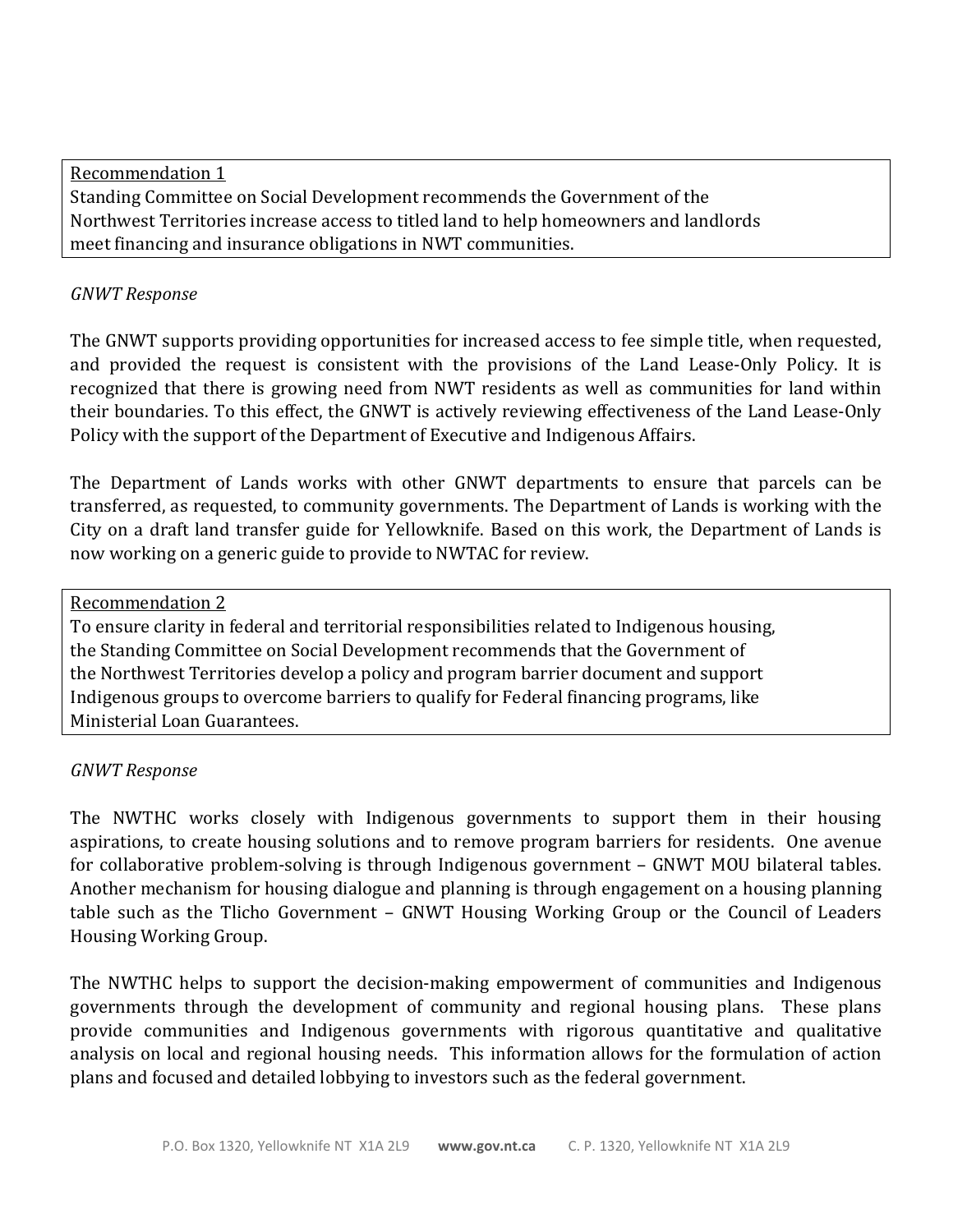<u>Recommendation 1</u>
Standing Committee on Social Development recommends the Government of the Northwest Territories increase access to titled land to help homeowners and landlords meet financing and insurance obligations in NWT communities.

*GNWT Response*

The GNWT supports providing opportunities for increased access to fee simple title, when requested, and provided the request is consistent with the provisions of the Land Lease-Only Policy. It is recognized that there is growing need from NWT residents as well as communities for land within their boundaries. To this effect, the GNWT is actively reviewing effectiveness of the Land Lease-Only Policy with the support of the Department of Executive and Indigenous Affairs.

The Department of Lands works with other GNWT departments to ensure that parcels can be transferred, as requested, to community governments. The Department of Lands is working with the City on a draft land transfer guide for Yellowknife. Based on this work, the Department of Lands is now working on a generic guide to provide to NWTAC for review.

<u>Recommendation 2</u>
To ensure clarity in federal and territorial responsibilities related to Indigenous housing, the Standing Committee on Social Development recommends that the Government of the Northwest Territories develop a policy and program barrier document and support Indigenous groups to overcome barriers to qualify for Federal financing programs, like Ministerial Loan Guarantees.

*GNWT Response*

The NWTHC works closely with Indigenous governments to support them in their housing aspirations, to create housing solutions and to remove program barriers for residents. One avenue for collaborative problem-solving is through Indigenous government – GNWT MOU bilateral tables. Another mechanism for housing dialogue and planning is through engagement on a housing planning table such as the Tlicho Government – GNWT Housing Working Group or the Council of Leaders Housing Working Group.

The NWTHC helps to support the decision-making empowerment of communities and Indigenous governments through the development of community and regional housing plans. These plans provide communities and Indigenous governments with rigorous quantitative and qualitative analysis on local and regional housing needs. This information allows for the formulation of action plans and focused and detailed lobbying to investors such as the federal government.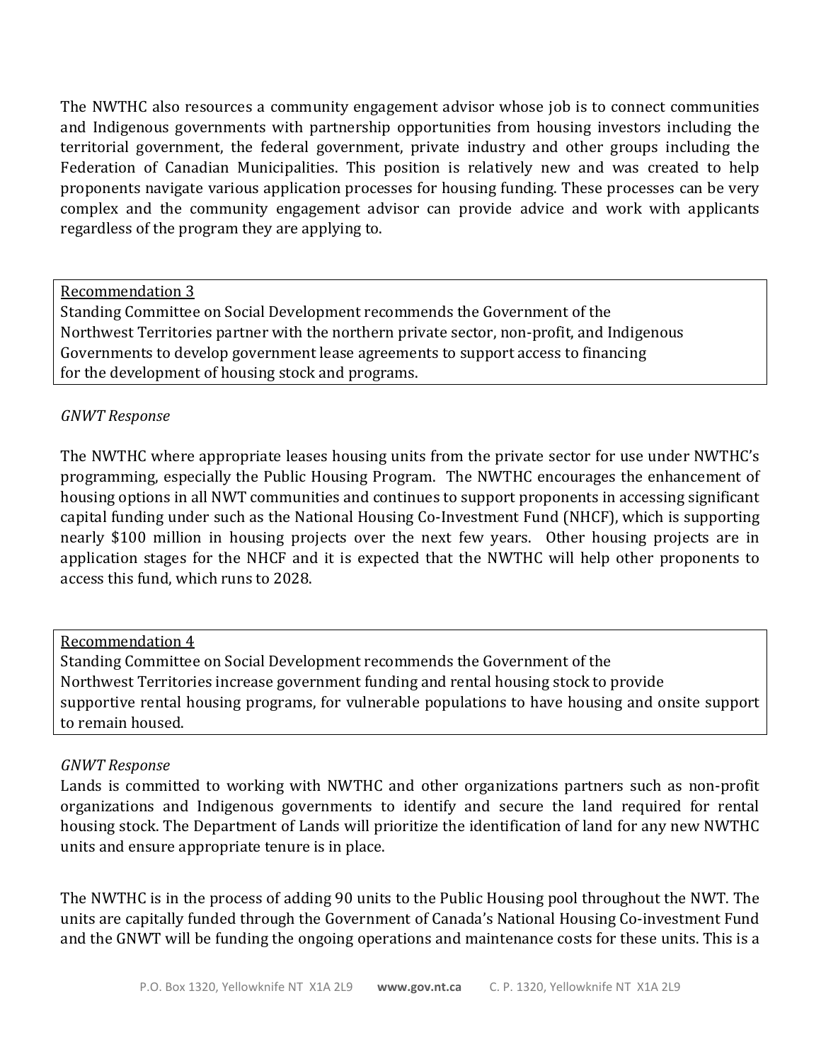The NWTHC also resources a community engagement advisor whose job is to connect communities and Indigenous governments with partnership opportunities from housing investors including the territorial government, the federal government, private industry and other groups including the Federation of Canadian Municipalities. This position is relatively new and was created to help proponents navigate various application processes for housing funding. These processes can be very complex and the community engagement advisor can provide advice and work with applicants regardless of the program they are applying to.

> Recommendation 3
> Standing Committee on Social Development recommends the Government of the Northwest Territories partner with the northern private sector, non-profit, and Indigenous Governments to develop government lease agreements to support access to financing for the development of housing stock and programs.

*GNWT Response*

The NWTHC where appropriate leases housing units from the private sector for use under NWTHC's programming, especially the Public Housing Program. The NWTHC encourages the enhancement of housing options in all NWT communities and continues to support proponents in accessing significant capital funding under such as the National Housing Co-Investment Fund (NHCF), which is supporting nearly $100 million in housing projects over the next few years. Other housing projects are in application stages for the NHCF and it is expected that the NWTHC will help other proponents to access this fund, which runs to 2028.

> Recommendation 4
> Standing Committee on Social Development recommends the Government of the Northwest Territories increase government funding and rental housing stock to provide supportive rental housing programs, for vulnerable populations to have housing and onsite support to remain housed.

*GNWT Response*

Lands is committed to working with NWTHC and other organizations partners such as non-profit organizations and Indigenous governments to identify and secure the land required for rental housing stock. The Department of Lands will prioritize the identification of land for any new NWTHC units and ensure appropriate tenure is in place.

The NWTHC is in the process of adding 90 units to the Public Housing pool throughout the NWT. The units are capitally funded through the Government of Canada's National Housing Co-investment Fund and the GNWT will be funding the ongoing operations and maintenance costs for these units. This is a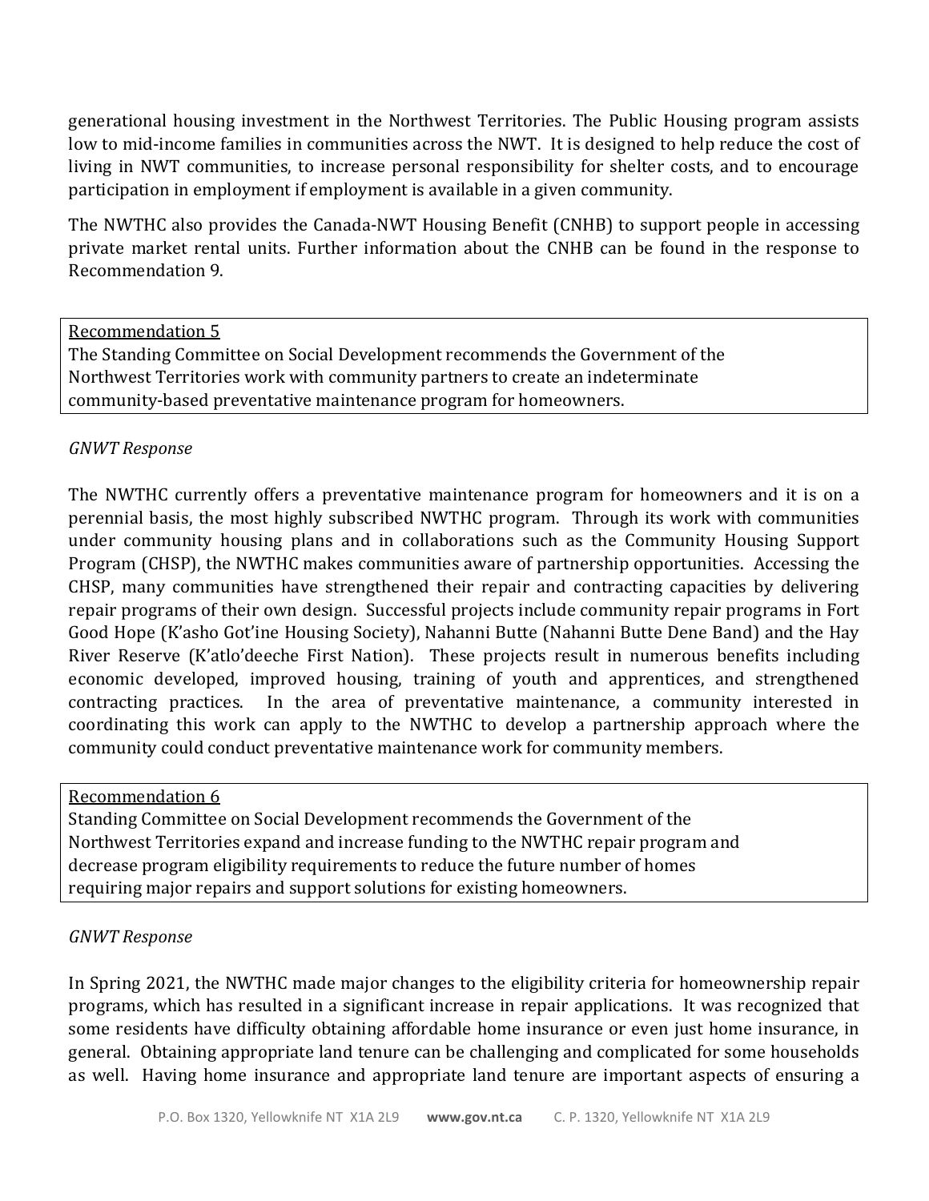generational housing investment in the Northwest Territories. The Public Housing program assists low to mid-income families in communities across the NWT. It is designed to help reduce the cost of living in NWT communities, to increase personal responsibility for shelter costs, and to encourage participation in employment if employment is available in a given community.

The NWTHC also provides the Canada-NWT Housing Benefit (CNHB) to support people in accessing private market rental units. Further information about the CNHB can be found in the response to Recommendation 9.

> <u>Recommendation 5</u>
> The Standing Committee on Social Development recommends the Government of the Northwest Territories work with community partners to create an indeterminate community-based preventative maintenance program for homeowners.

*GNWT Response*

The NWTHC currently offers a preventative maintenance program for homeowners and it is on a perennial basis, the most highly subscribed NWTHC program. Through its work with communities under community housing plans and in collaborations such as the Community Housing Support Program (CHSP), the NWTHC makes communities aware of partnership opportunities. Accessing the CHSP, many communities have strengthened their repair and contracting capacities by delivering repair programs of their own design. Successful projects include community repair programs in Fort Good Hope (K'asho Got'ine Housing Society), Nahanni Butte (Nahanni Butte Dene Band) and the Hay River Reserve (K'atlo'deeche First Nation). These projects result in numerous benefits including economic developed, improved housing, training of youth and apprentices, and strengthened contracting practices. In the area of preventative maintenance, a community interested in coordinating this work can apply to the NWTHC to develop a partnership approach where the community could conduct preventative maintenance work for community members.

> <u>Recommendation 6</u>
> Standing Committee on Social Development recommends the Government of the Northwest Territories expand and increase funding to the NWTHC repair program and decrease program eligibility requirements to reduce the future number of homes requiring major repairs and support solutions for existing homeowners.

*GNWT Response*

In Spring 2021, the NWTHC made major changes to the eligibility criteria for homeownership repair programs, which has resulted in a significant increase in repair applications. It was recognized that some residents have difficulty obtaining affordable home insurance or even just home insurance, in general. Obtaining appropriate land tenure can be challenging and complicated for some households as well. Having home insurance and appropriate land tenure are important aspects of ensuring a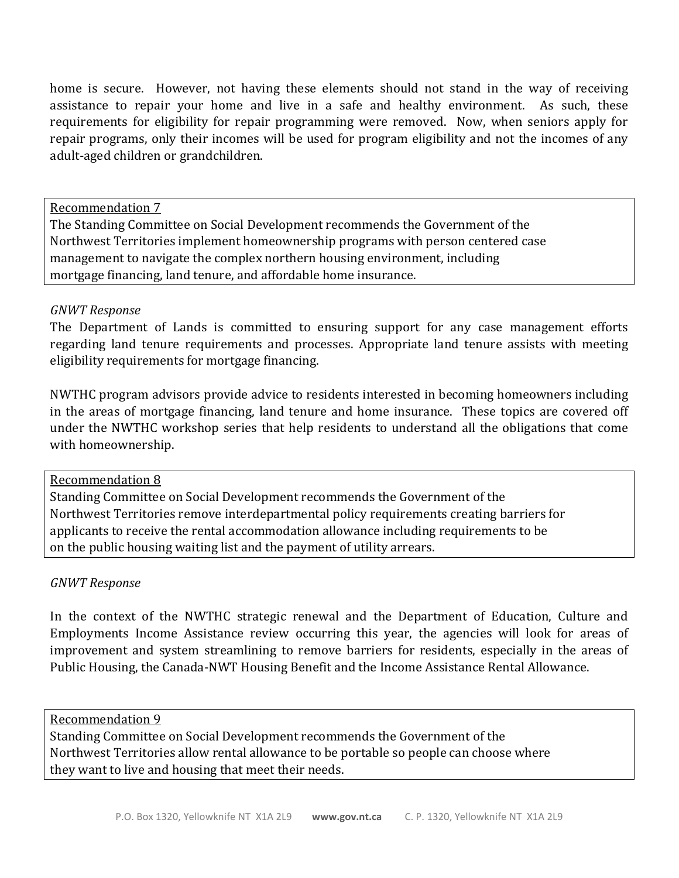home is secure. However, not having these elements should not stand in the way of receiving assistance to repair your home and live in a safe and healthy environment. As such, these requirements for eligibility for repair programming were removed. Now, when seniors apply for repair programs, only their incomes will be used for program eligibility and not the incomes of any adult-aged children or grandchildren.

<u>Recommendation 7</u>
The Standing Committee on Social Development recommends the Government of the Northwest Territories implement homeownership programs with person centered case management to navigate the complex northern housing environment, including mortgage financing, land tenure, and affordable home insurance.

*GNWT Response*

The Department of Lands is committed to ensuring support for any case management efforts regarding land tenure requirements and processes. Appropriate land tenure assists with meeting eligibility requirements for mortgage financing.

NWTHC program advisors provide advice to residents interested in becoming homeowners including in the areas of mortgage financing, land tenure and home insurance. These topics are covered off under the NWTHC workshop series that help residents to understand all the obligations that come with homeownership.

<u>Recommendation 8</u>
Standing Committee on Social Development recommends the Government of the Northwest Territories remove interdepartmental policy requirements creating barriers for applicants to receive the rental accommodation allowance including requirements to be on the public housing waiting list and the payment of utility arrears.

*GNWT Response*

In the context of the NWTHC strategic renewal and the Department of Education, Culture and Employments Income Assistance review occurring this year, the agencies will look for areas of improvement and system streamlining to remove barriers for residents, especially in the areas of Public Housing, the Canada-NWT Housing Benefit and the Income Assistance Rental Allowance.

<u>Recommendation 9</u>
Standing Committee on Social Development recommends the Government of the Northwest Territories allow rental allowance to be portable so people can choose where they want to live and housing that meet their needs.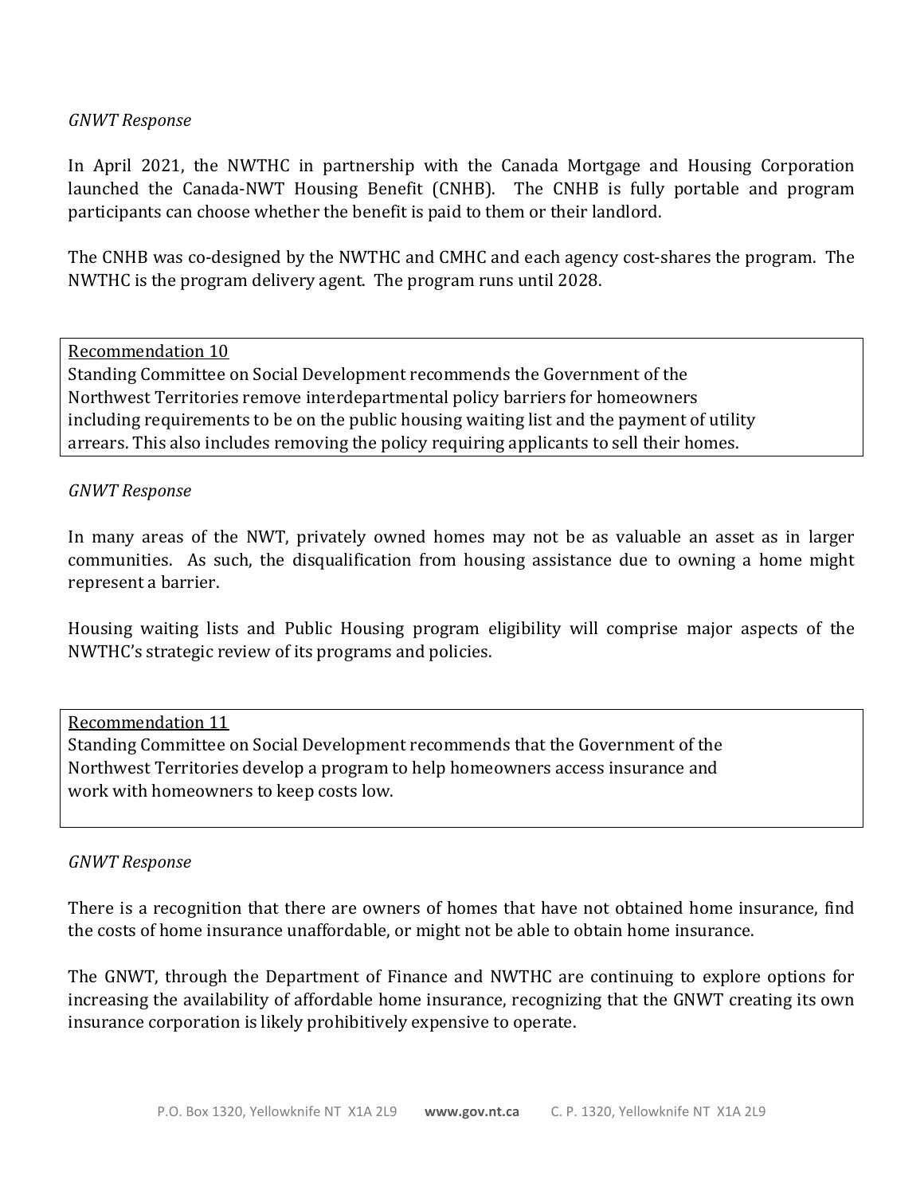*GNWT Response*

In April 2021, the NWTHC in partnership with the Canada Mortgage and Housing Corporation launched the Canada-NWT Housing Benefit (CNHB). The CNHB is fully portable and program participants can choose whether the benefit is paid to them or their landlord.

The CNHB was co-designed by the NWTHC and CMHC and each agency cost-shares the program. The NWTHC is the program delivery agent. The program runs until 2028.

> <u>Recommendation 10</u>
> Standing Committee on Social Development recommends the Government of the Northwest Territories remove interdepartmental policy barriers for homeowners including requirements to be on the public housing waiting list and the payment of utility arrears. This also includes removing the policy requiring applicants to sell their homes.

*GNWT Response*

In many areas of the NWT, privately owned homes may not be as valuable an asset as in larger communities. As such, the disqualification from housing assistance due to owning a home might represent a barrier.

Housing waiting lists and Public Housing program eligibility will comprise major aspects of the NWTHC's strategic review of its programs and policies.

> <u>Recommendation 11</u>
> Standing Committee on Social Development recommends that the Government of the Northwest Territories develop a program to help homeowners access insurance and work with homeowners to keep costs low.

*GNWT Response*

There is a recognition that there are owners of homes that have not obtained home insurance, find the costs of home insurance unaffordable, or might not be able to obtain home insurance.

The GNWT, through the Department of Finance and NWTHC are continuing to explore options for increasing the availability of affordable home insurance, recognizing that the GNWT creating its own insurance corporation is likely prohibitively expensive to operate.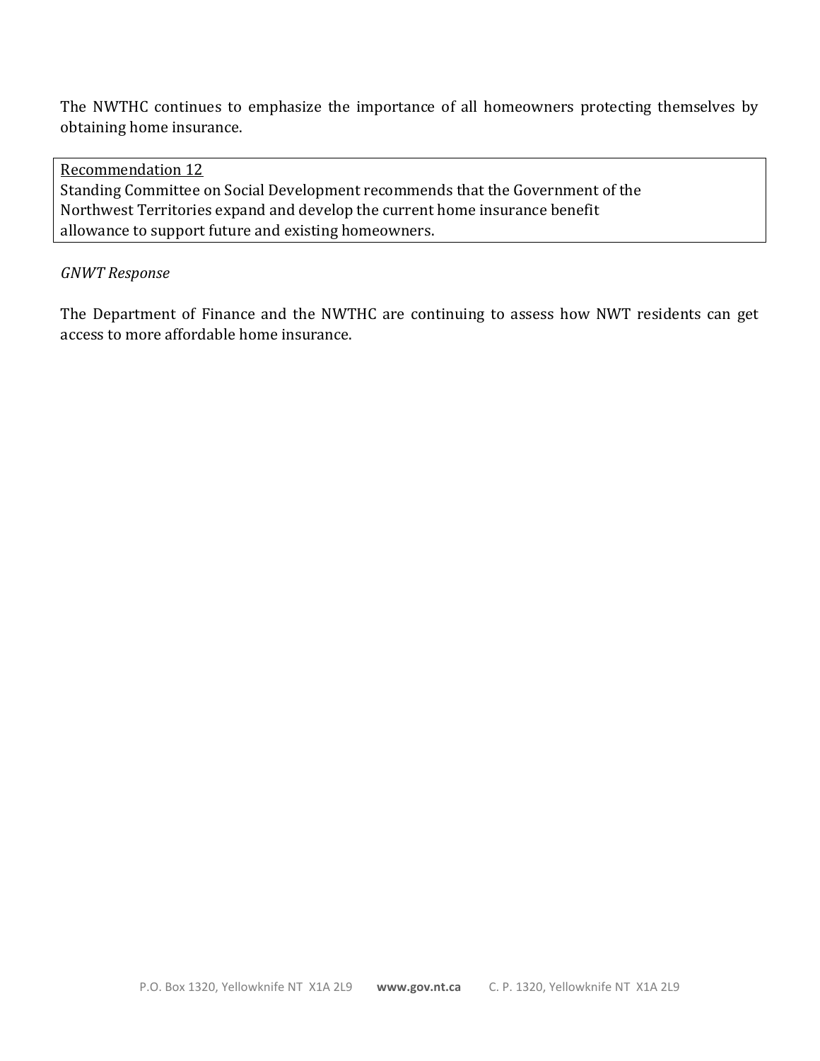The NWTHC continues to emphasize the importance of all homeowners protecting themselves by obtaining home insurance.

Recommendation 12
Standing Committee on Social Development recommends that the Government of the Northwest Territories expand and develop the current home insurance benefit allowance to support future and existing homeowners.

*GNWT Response*

The Department of Finance and the NWTHC are continuing to assess how NWT residents can get access to more affordable home insurance.